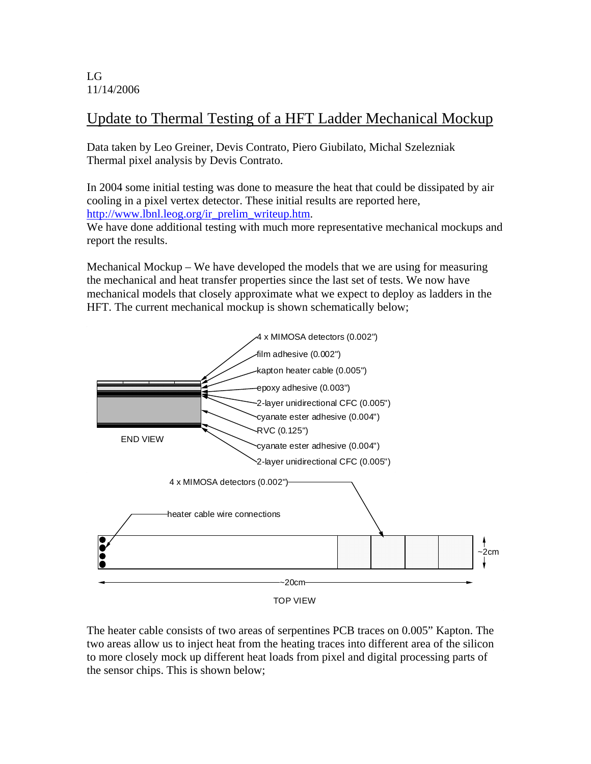LG
11/14/2006

# Update to Thermal Testing of a HFT Ladder Mechanical Mockup

Data taken by Leo Greiner, Devis Contrato, Piero Giubilato, Michal Szelezniak
Thermal pixel analysis by Devis Contrato.

In 2004 some initial testing was done to measure the heat that could be dissipated by air cooling in a pixel vertex detector. These initial results are reported here, [http://www.lbnl.leog.org/ir_prelim_writeup.htm](http://www.lbnl.leog.org/ir_prelim_writeup.htm).
We have done additional testing with much more representative mechanical mockups and report the results.

Mechanical Mockup – We have developed the models that we are using for measuring the mechanical and heat transfer properties since the last set of tests. We now have mechanical models that closely approximate what we expect to deploy as ladders in the HFT. The current mechanical mockup is shown schematically below;

END VIEW

- 4 x MIMOSA detectors (0.002")
- film adhesive (0.002")
- kapton heater cable (0.005")
- epoxy adhesive (0.003")
- 2-layer unidirectional CFC (0.005")
- cyanate ester adhesive (0.004")
- RVC (0.125")
- cyanate ester adhesive (0.004")
- 2-layer unidirectional CFC (0.005")

TOP VIEW

- 4 x MIMOSA detectors (0.002")
- heater cable wire connections
- ~2cm
- ~20cm

The heater cable consists of two areas of serpentines PCB traces on 0.005" Kapton. The two areas allow us to inject heat from the heating traces into different area of the silicon to more closely mock up different heat loads from pixel and digital processing parts of the sensor chips. This is shown below;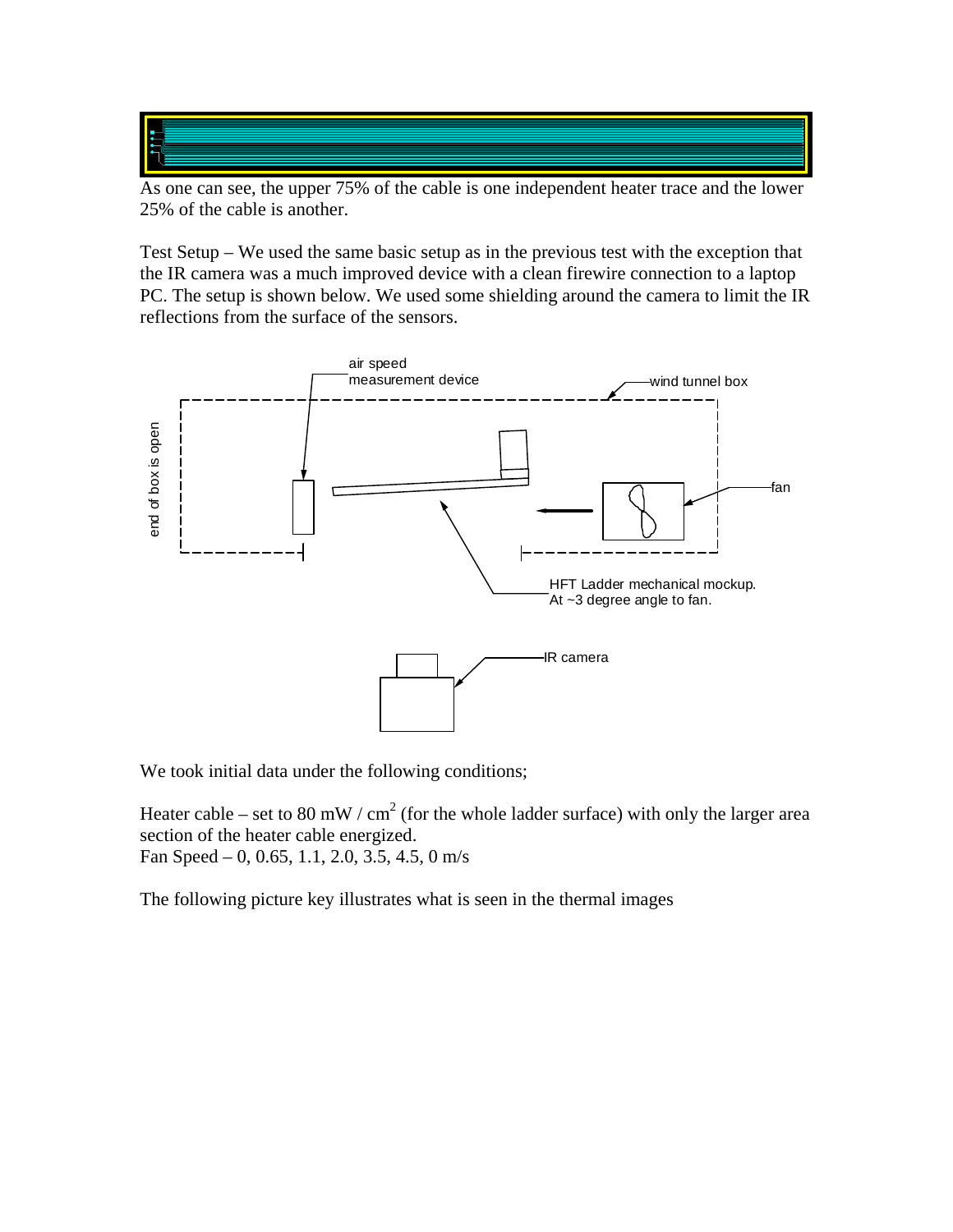As one can see, the upper 75% of the cable is one independent heater trace and the lower 25% of the cable is another.

Test Setup – We used the same basic setup as in the previous test with the exception that the IR camera was a much improved device with a clean firewire connection to a laptop PC. The setup is shown below. We used some shielding around the camera to limit the IR reflections from the surface of the sensors.

We took initial data under the following conditions;

Heater cable – set to 80 mW / cm$^2$ (for the whole ladder surface) with only the larger area section of the heater cable energized.
Fan Speed – 0, 0.65, 1.1, 2.0, 3.5, 4.5, 0 m/s

The following picture key illustrates what is seen in the thermal images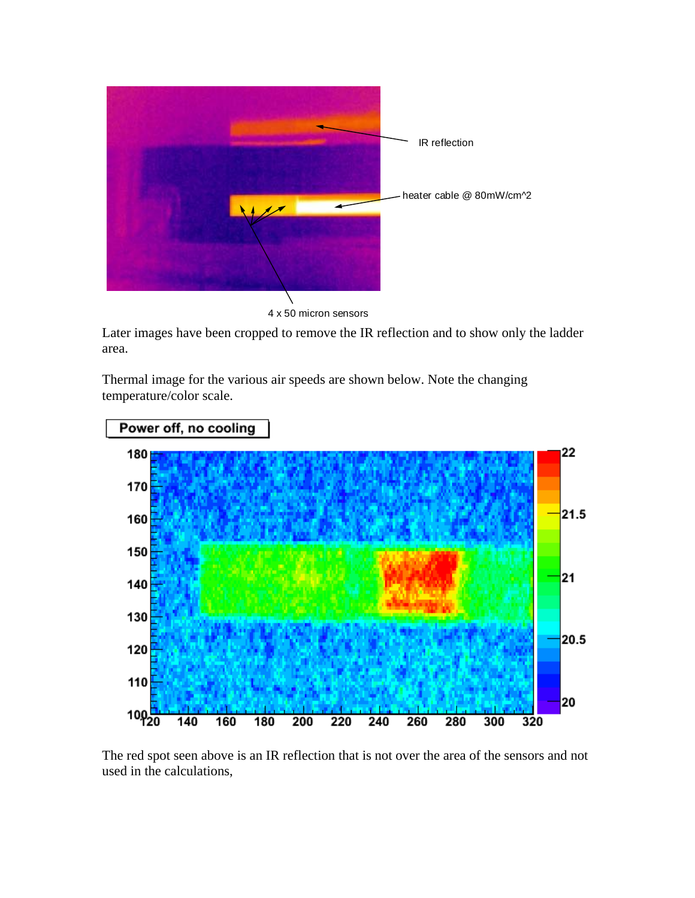Later images have been cropped to remove the IR reflection and to show only the ladder area.

Thermal image for the various air speeds are shown below. Note the changing temperature/color scale.

The red spot seen above is an IR reflection that is not over the area of the sensors and not used in the calculations,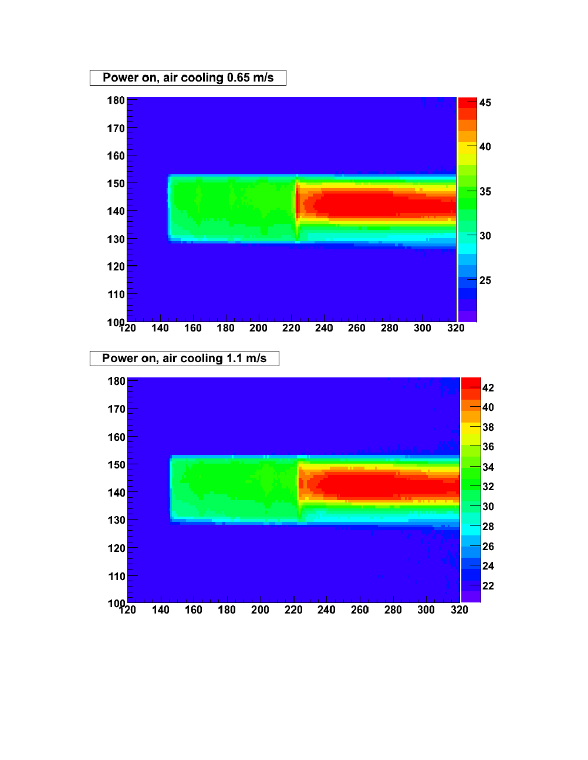Power on, air cooling 0.65 m/s

Power on, air cooling 1.1 m/s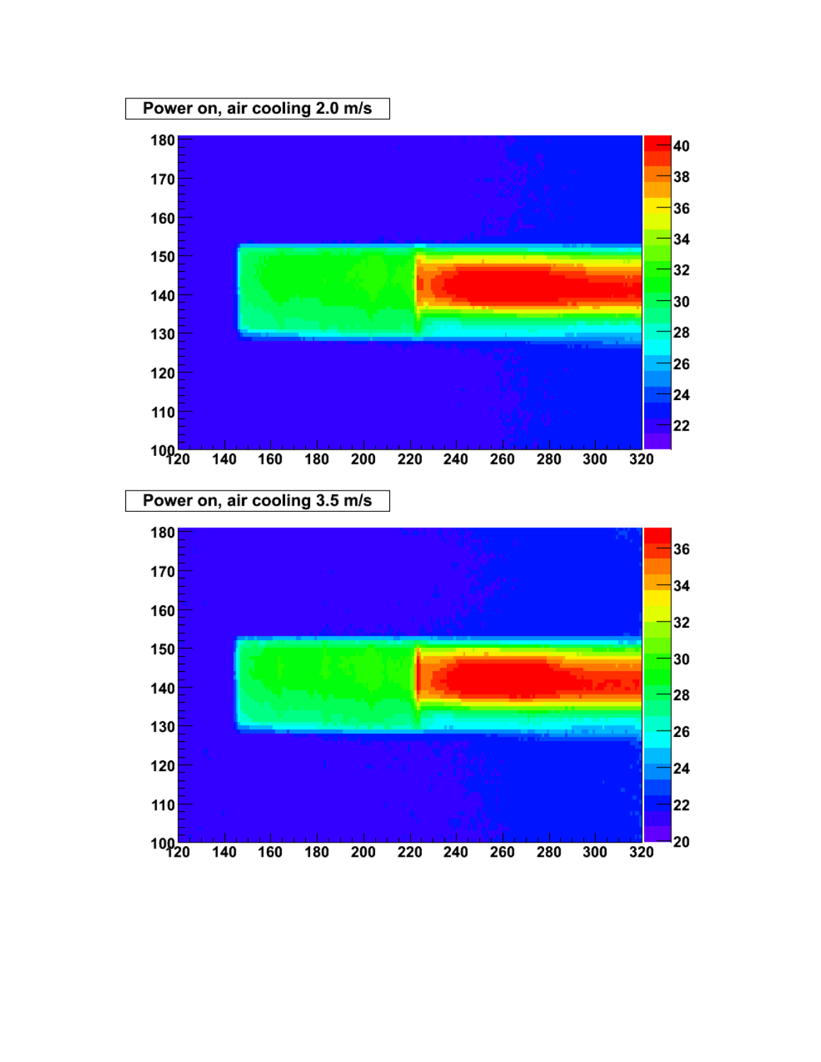Power on, air cooling 2.0 m/s

Power on, air cooling 3.5 m/s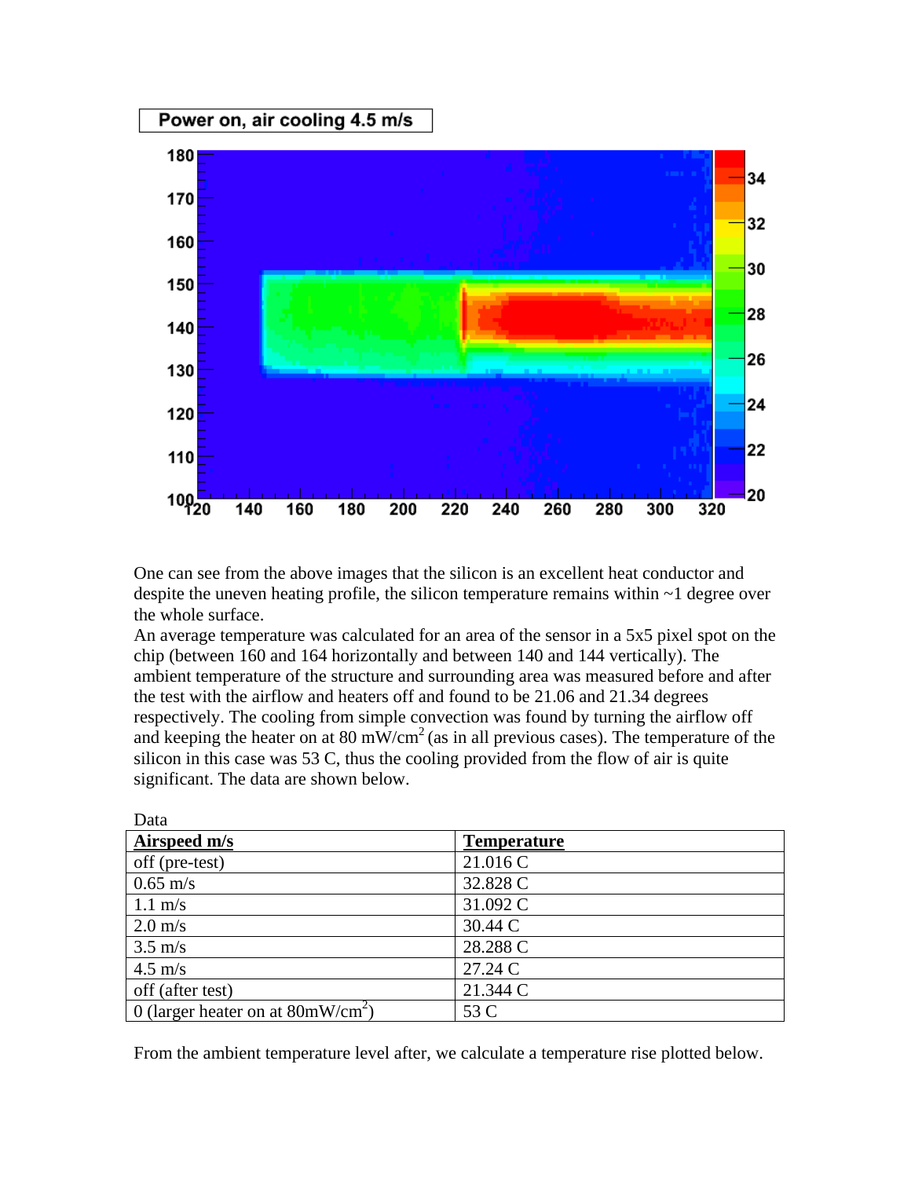One can see from the above images that the silicon is an excellent heat conductor and despite the uneven heating profile, the silicon temperature remains within ~1 degree over the whole surface.

An average temperature was calculated for an area of the sensor in a 5x5 pixel spot on the chip (between 160 and 164 horizontally and between 140 and 144 vertically). The ambient temperature of the structure and surrounding area was measured before and after the test with the airflow and heaters off and found to be 21.06 and 21.34 degrees respectively. The cooling from simple convection was found by turning the airflow off and keeping the heater on at 80 mW/cm$^2$ (as in all previous cases). The temperature of the silicon in this case was 53 C, thus the cooling provided from the flow of air is quite significant. The data are shown below.

Data

| **Airspeed m/s** | **Temperature** |
| --- | --- |
| off (pre-test) | 21.016 C |
| 0.65 m/s | 32.828 C |
| 1.1 m/s | 31.092 C |
| 2.0 m/s | 30.44 C |
| 3.5 m/s | 28.288 C |
| 4.5 m/s | 27.24 C |
| off (after test) | 21.344 C |
| 0 (larger heater on at 80mW/cm$^2$) | 53 C |

From the ambient temperature level after, we calculate a temperature rise plotted below.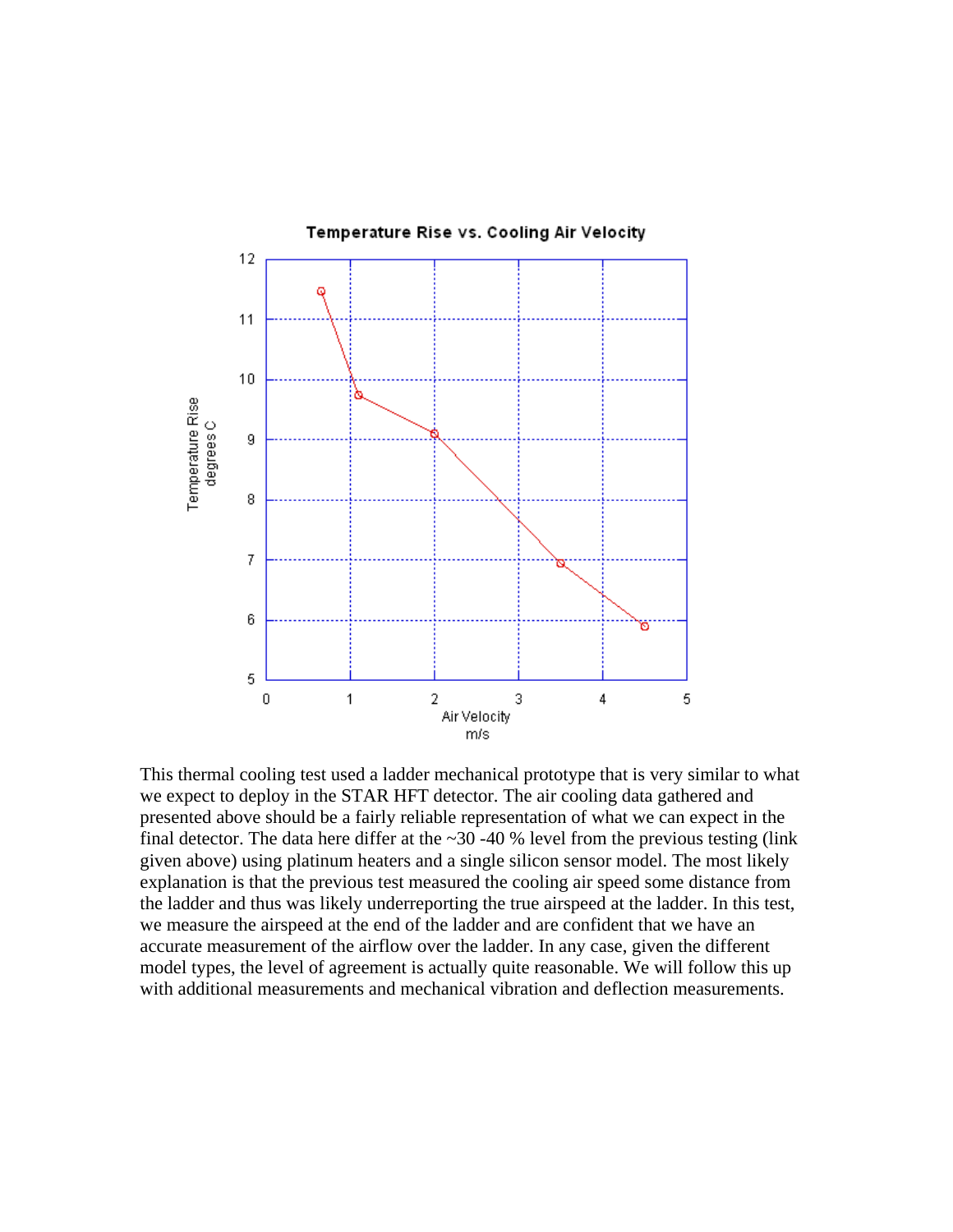Temperature Rise vs. Cooling Air Velocity

Temperature Rise degrees C

12
11
10
9
8
7
6
5

0
1
2
3
4
5

Air Velocity m/s

This thermal cooling test used a ladder mechanical prototype that is very similar to what we expect to deploy in the STAR HFT detector. The air cooling data gathered and presented above should be a fairly reliable representation of what we can expect in the final detector. The data here differ at the ~30 -40 % level from the previous testing (link given above) using platinum heaters and a single silicon sensor model. The most likely explanation is that the previous test measured the cooling air speed some distance from the ladder and thus was likely underreporting the true airspeed at the ladder. In this test, we measure the airspeed at the end of the ladder and are confident that we have an accurate measurement of the airflow over the ladder. In any case, given the different model types, the level of agreement is actually quite reasonable. We will follow this up with additional measurements and mechanical vibration and deflection measurements.